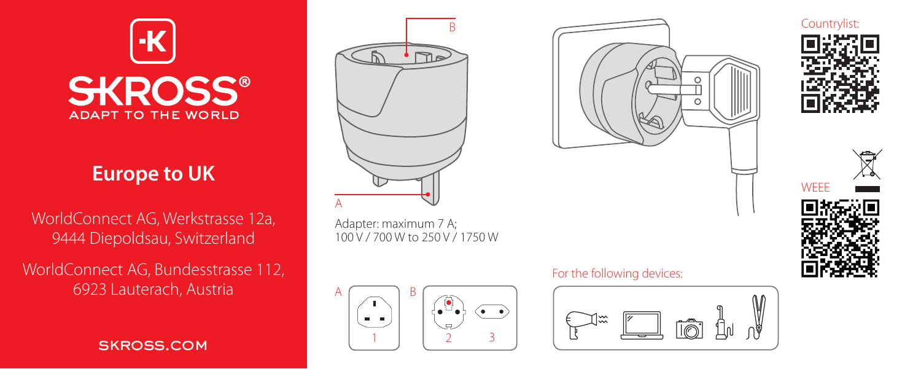SKROSS®
ADAPT TO THE WORLD

## Europe to UK

WorldConnect AG, Werkstrasse 12a,
9444 Diepoldsau, Switzerland

WorldConnect AG, Bundesstrasse 112,
6923 Lauterach, Austria

SKROSS.COM

B

A

Adapter: maximum 7 A;
100 V / 700 W to 250 V / 1750 W

A B

1 2 3

For the following devices:

Countrylist:

WEEE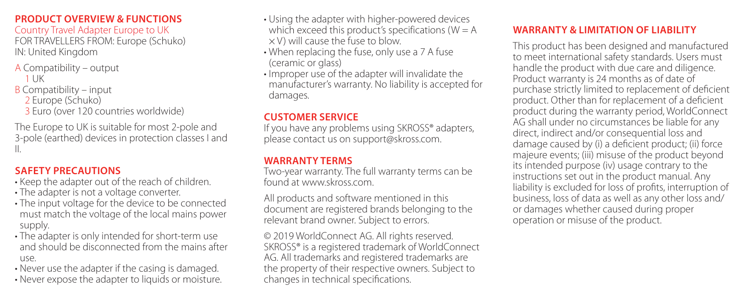## PRODUCT OVERVIEW & FUNCTIONS

Country Travel Adapter Europe to UK
FOR TRAVELLERS FROM: Europe (Schuko)
IN: United Kingdom

A Compatibility – output
- 1 UK

B Compatibility – input
- 2 Europe (Schuko)
- 3 Euro (over 120 countries worldwide)

The Europe to UK is suitable for most 2-pole and 3-pole (earthed) devices in protection classes I and II.

## SAFETY PRECAUTIONS

- Keep the adapter out of the reach of children.
- The adapter is not a voltage converter.
- The input voltage for the device to be connected must match the voltage of the local mains power supply.
- The adapter is only intended for short-term use and should be disconnected from the mains after use.
- Never use the adapter if the casing is damaged.
- Never expose the adapter to liquids or moisture.
- Using the adapter with higher-powered devices which exceed this product's specifications ($W = A \times V$) will cause the fuse to blow.
- When replacing the fuse, only use a 7 A fuse (ceramic or glass)
- Improper use of the adapter will invalidate the manufacturer's warranty. No liability is accepted for damages.

## CUSTOMER SERVICE

If you have any problems using SKROSS® adapters, please contact us on support@skross.com.

## WARRANTY TERMS

Two-year warranty. The full warranty terms can be found at www.skross.com.

All products and software mentioned in this document are registered brands belonging to the relevant brand owner. Subject to errors.

© 2019 WorldConnect AG. All rights reserved. SKROSS® is a registered trademark of WorldConnect AG. All trademarks and registered trademarks are the property of their respective owners. Subject to changes in technical specifications.

## WARRANTY & LIMITATION OF LIABILITY

This product has been designed and manufactured to meet international safety standards. Users must handle the product with due care and diligence. Product warranty is 24 months as of date of purchase strictly limited to replacement of deficient product. Other than for replacement of a deficient product during the warranty period, WorldConnect AG shall under no circumstances be liable for any direct, indirect and/or consequential loss and damage caused by (i) a deficient product; (ii) force majeure events; (iii) misuse of the product beyond its intended purpose (iv) usage contrary to the instructions set out in the product manual. Any liability is excluded for loss of profits, interruption of business, loss of data as well as any other loss and/or damages whether caused during proper operation or misuse of the product.